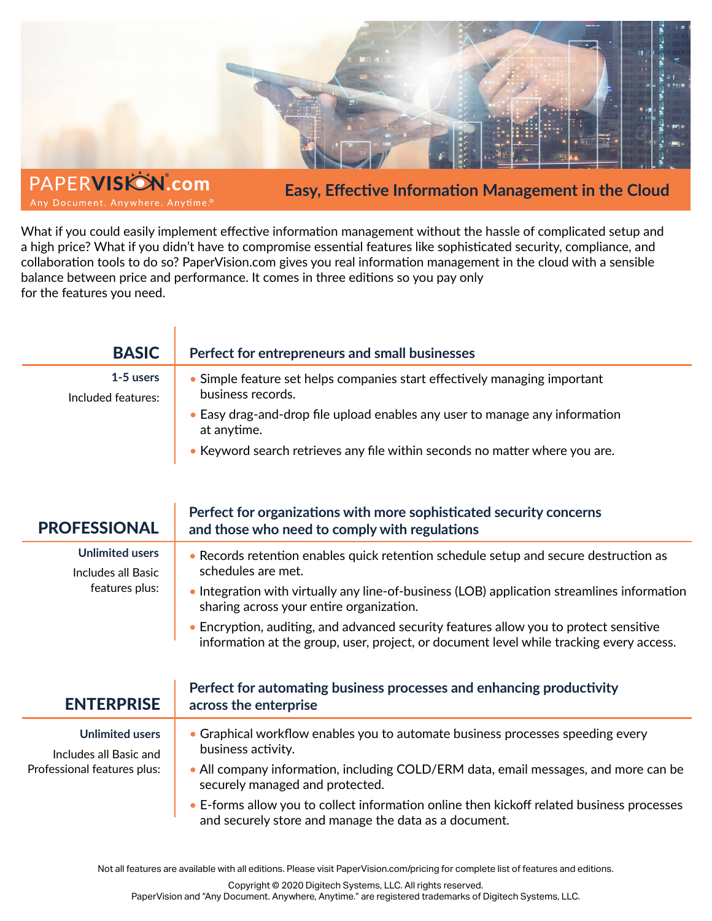PAPERVISION.com
Any Document. Anywhere. Anytime.®

## Easy, Effective Information Management in the Cloud

What if you could easily implement effective information management without the hassle of complicated setup and a high price? What if you didn't have to compromise essential features like sophisticated security, compliance, and collaboration tools to do so? PaperVision.com gives you real information management in the cloud with a sensible balance between price and performance. It comes in three editions so you pay only for the features you need.

### BASIC

**Perfect for entrepreneurs and small businesses**

**1-5 users**

Included features:

- Simple feature set helps companies start effectively managing important business records.
- Easy drag-and-drop file upload enables any user to manage any information at anytime.
- Keyword search retrieves any file within seconds no matter where you are.

### PROFESSIONAL

**Perfect for organizations with more sophisticated security concerns and those who need to comply with regulations**

**Unlimited users**

Includes all Basic features plus:

- Records retention enables quick retention schedule setup and secure destruction as schedules are met.
- Integration with virtually any line-of-business (LOB) application streamlines information sharing across your entire organization.
- Encryption, auditing, and advanced security features allow you to protect sensitive information at the group, user, project, or document level while tracking every access.

### ENTERPRISE

**Perfect for automating business processes and enhancing productivity across the enterprise**

**Unlimited users**

Includes all Basic and Professional features plus:

- Graphical workflow enables you to automate business processes speeding every business activity.
- All company information, including COLD/ERM data, email messages, and more can be securely managed and protected.
- E-forms allow you to collect information online then kickoff related business processes and securely store and manage the data as a document.

Not all features are available with all editions. Please visit PaperVision.com/pricing for complete list of features and editions.

Copyright © 2020 Digitech Systems, LLC. All rights reserved.
PaperVision and "Any Document. Anywhere, Anytime." are registered trademarks of Digitech Systems, LLC.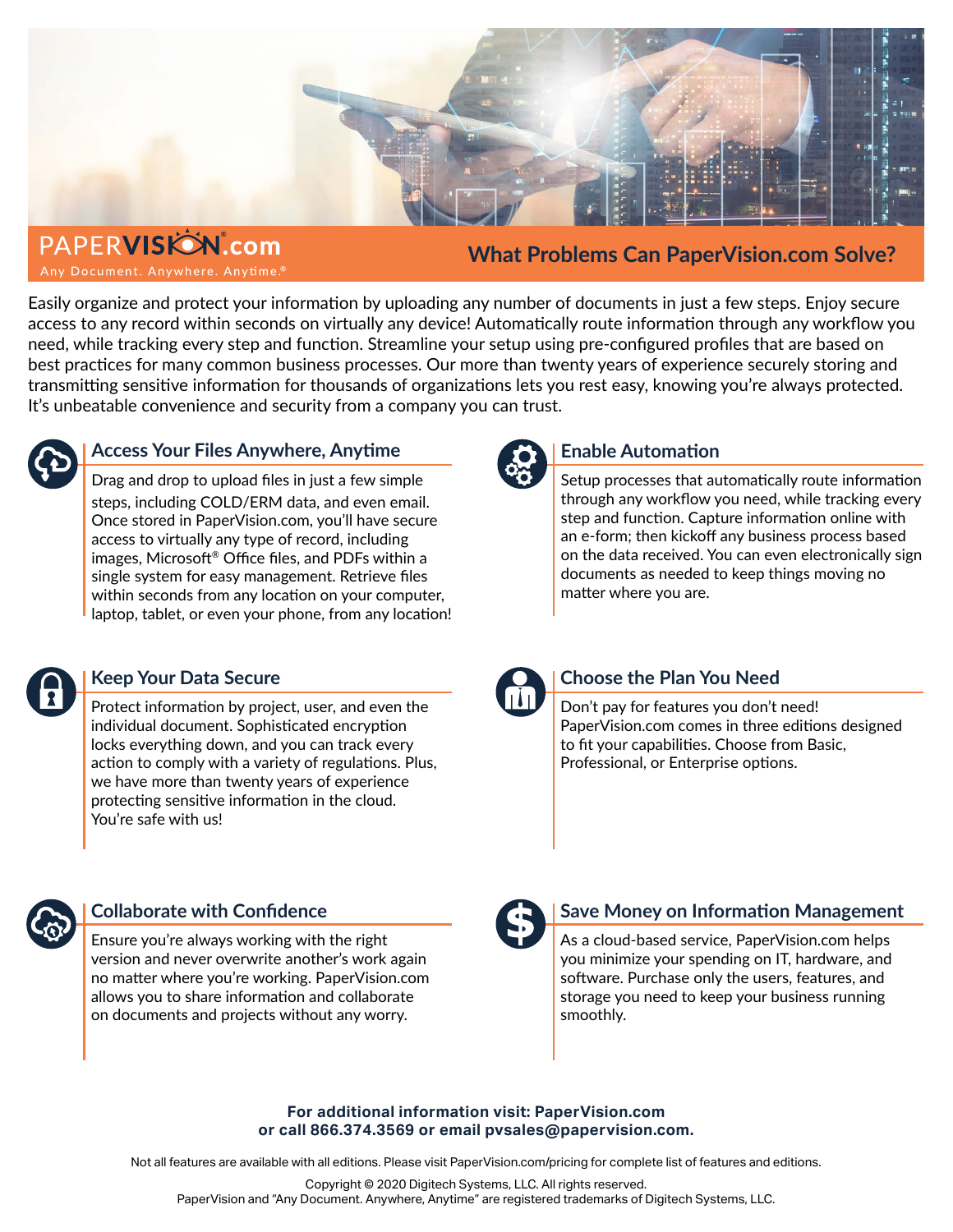PAPERVISION.com

Any Document. Anywhere. Anytime.®

## What Problems Can PaperVision.com Solve?

Easily organize and protect your information by uploading any number of documents in just a few steps. Enjoy secure access to any record within seconds on virtually any device! Automatically route information through any workflow you need, while tracking every step and function. Streamline your setup using pre-configured profiles that are based on best practices for many common business processes. Our more than twenty years of experience securely storing and transmitting sensitive information for thousands of organizations lets you rest easy, knowing you're always protected. It's unbeatable convenience and security from a company you can trust.

### Access Your Files Anywhere, Anytime

Drag and drop to upload files in just a few simple steps, including COLD/ERM data, and even email. Once stored in PaperVision.com, you'll have secure access to virtually any type of record, including images, Microsoft® Office files, and PDFs within a single system for easy management. Retrieve files within seconds from any location on your computer, laptop, tablet, or even your phone, from any location!

### Enable Automation

Setup processes that automatically route information through any workflow you need, while tracking every step and function. Capture information online with an e-form; then kickoff any business process based on the data received. You can even electronically sign documents as needed to keep things moving no matter where you are.

### Keep Your Data Secure

Protect information by project, user, and even the individual document. Sophisticated encryption locks everything down, and you can track every action to comply with a variety of regulations. Plus, we have more than twenty years of experience protecting sensitive information in the cloud. You're safe with us!

### Choose the Plan You Need

Don't pay for features you don't need! PaperVision.com comes in three editions designed to fit your capabilities. Choose from Basic, Professional, or Enterprise options.

### Collaborate with Confidence

Ensure you're always working with the right version and never overwrite another's work again no matter where you're working. PaperVision.com allows you to share information and collaborate on documents and projects without any worry.

### Save Money on Information Management

As a cloud-based service, PaperVision.com helps you minimize your spending on IT, hardware, and software. Purchase only the users, features, and storage you need to keep your business running smoothly.

**For additional information visit: PaperVision.com or call 866.374.3569 or email pvsales@papervision.com.**

Not all features are available with all editions. Please visit PaperVision.com/pricing for complete list of features and editions.

Copyright © 2020 Digitech Systems, LLC. All rights reserved.
PaperVision and "Any Document. Anywhere, Anytime" are registered trademarks of Digitech Systems, LLC.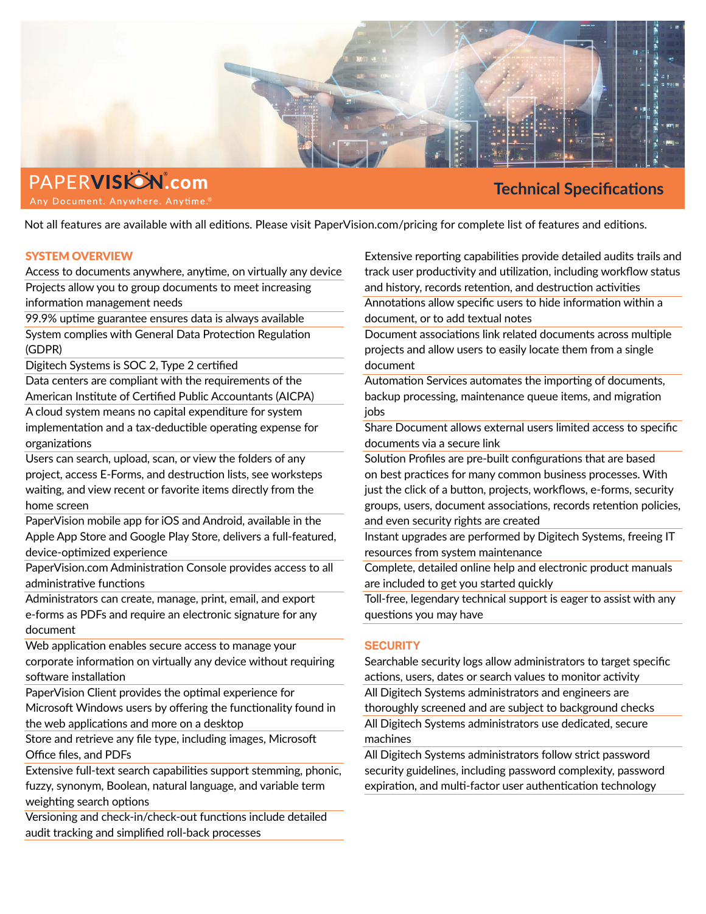PAPERVISION.com
Any Document. Anywhere. Anytime.®

# Technical Specifications

Not all features are available with all editions. Please visit PaperVision.com/pricing for complete list of features and editions.

## SYSTEM OVERVIEW

- Access to documents anywhere, anytime, on virtually any device
- Projects allow you to group documents to meet increasing information management needs
- 99.9% uptime guarantee ensures data is always available
- System complies with General Data Protection Regulation (GDPR)
- Digitech Systems is SOC 2, Type 2 certified
- Data centers are compliant with the requirements of the American Institute of Certified Public Accountants (AICPA)
- A cloud system means no capital expenditure for system implementation and a tax-deductible operating expense for organizations
- Users can search, upload, scan, or view the folders of any project, access E-Forms, and destruction lists, see worksteps waiting, and view recent or favorite items directly from the home screen
- PaperVision mobile app for iOS and Android, available in the Apple App Store and Google Play Store, delivers a full-featured, device-optimized experience
- PaperVision.com Administration Console provides access to all administrative functions
- Administrators can create, manage, print, email, and export e-forms as PDFs and require an electronic signature for any document
- Web application enables secure access to manage your corporate information on virtually any device without requiring software installation
- PaperVision Client provides the optimal experience for Microsoft Windows users by offering the functionality found in the web applications and more on a desktop
- Store and retrieve any file type, including images, Microsoft Office files, and PDFs
- Extensive full-text search capabilities support stemming, phonic, fuzzy, synonym, Boolean, natural language, and variable term weighting search options
- Versioning and check-in/check-out functions include detailed audit tracking and simplified roll-back processes
- Extensive reporting capabilities provide detailed audits trails and track user productivity and utilization, including workflow status and history, records retention, and destruction activities
- Annotations allow specific users to hide information within a document, or to add textual notes
- Document associations link related documents across multiple projects and allow users to easily locate them from a single document
- Automation Services automates the importing of documents, backup processing, maintenance queue items, and migration jobs
- Share Document allows external users limited access to specific documents via a secure link
- Solution Profiles are pre-built configurations that are based on best practices for many common business processes. With just the click of a button, projects, workflows, e-forms, security groups, users, document associations, records retention policies, and even security rights are created
- Instant upgrades are performed by Digitech Systems, freeing IT resources from system maintenance
- Complete, detailed online help and electronic product manuals are included to get you started quickly
- Toll-free, legendary technical support is eager to assist with any questions you may have

## SECURITY

- Searchable security logs allow administrators to target specific actions, users, dates or search values to monitor activity
- All Digitech Systems administrators and engineers are thoroughly screened and are subject to background checks
- All Digitech Systems administrators use dedicated, secure machines
- All Digitech Systems administrators follow strict password security guidelines, including password complexity, password expiration, and multi-factor user authentication technology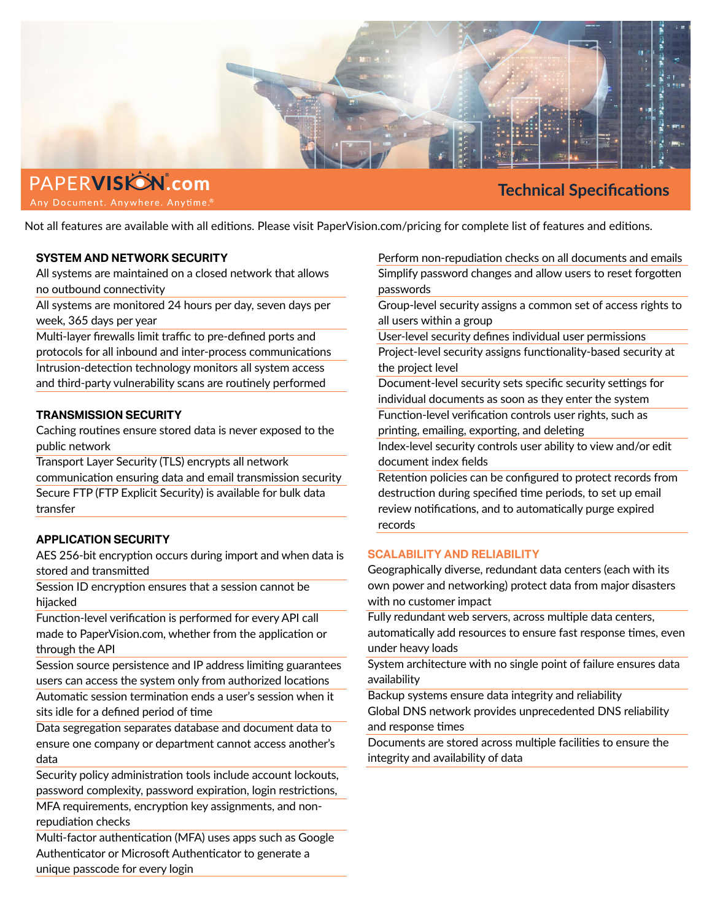PAPERVISION.com

Any Document. Anywhere. Anytime.®

## Technical Specifications

Not all features are available with all editions. Please visit PaperVision.com/pricing for complete list of features and editions.

### SYSTEM AND NETWORK SECURITY

- All systems are maintained on a closed network that allows no outbound connectivity
- All systems are monitored 24 hours per day, seven days per week, 365 days per year
- Multi-layer firewalls limit traffic to pre-defined ports and protocols for all inbound and inter-process communications
- Intrusion-detection technology monitors all system access and third-party vulnerability scans are routinely performed

### TRANSMISSION SECURITY

- Caching routines ensure stored data is never exposed to the public network
- Transport Layer Security (TLS) encrypts all network communication ensuring data and email transmission security
- Secure FTP (FTP Explicit Security) is available for bulk data transfer

### APPLICATION SECURITY

- AES 256-bit encryption occurs during import and when data is stored and transmitted
- Session ID encryption ensures that a session cannot be hijacked
- Function-level verification is performed for every API call made to PaperVision.com, whether from the application or through the API
- Session source persistence and IP address limiting guarantees users can access the system only from authorized locations
- Automatic session termination ends a user's session when it sits idle for a defined period of time
- Data segregation separates database and document data to ensure one company or department cannot access another's data
- Security policy administration tools include account lockouts, password complexity, password expiration, login restrictions, MFA requirements, encryption key assignments, and non-repudiation checks
- Multi-factor authentication (MFA) uses apps such as Google Authenticator or Microsoft Authenticator to generate a unique passcode for every login
- Perform non-repudiation checks on all documents and emails
- Simplify password changes and allow users to reset forgotten passwords
- Group-level security assigns a common set of access rights to all users within a group
- User-level security defines individual user permissions
- Project-level security assigns functionality-based security at the project level
- Document-level security sets specific security settings for individual documents as soon as they enter the system
- Function-level verification controls user rights, such as printing, emailing, exporting, and deleting
- Index-level security controls user ability to view and/or edit document index fields
- Retention policies can be configured to protect records from destruction during specified time periods, to set up email review notifications, and to automatically purge expired records

### SCALABILITY AND RELIABILITY

- Geographically diverse, redundant data centers (each with its own power and networking) protect data from major disasters with no customer impact
- Fully redundant web servers, across multiple data centers, automatically add resources to ensure fast response times, even under heavy loads
- System architecture with no single point of failure ensures data availability
- Backup systems ensure data integrity and reliability
- Global DNS network provides unprecedented DNS reliability and response times
- Documents are stored across multiple facilities to ensure the integrity and availability of data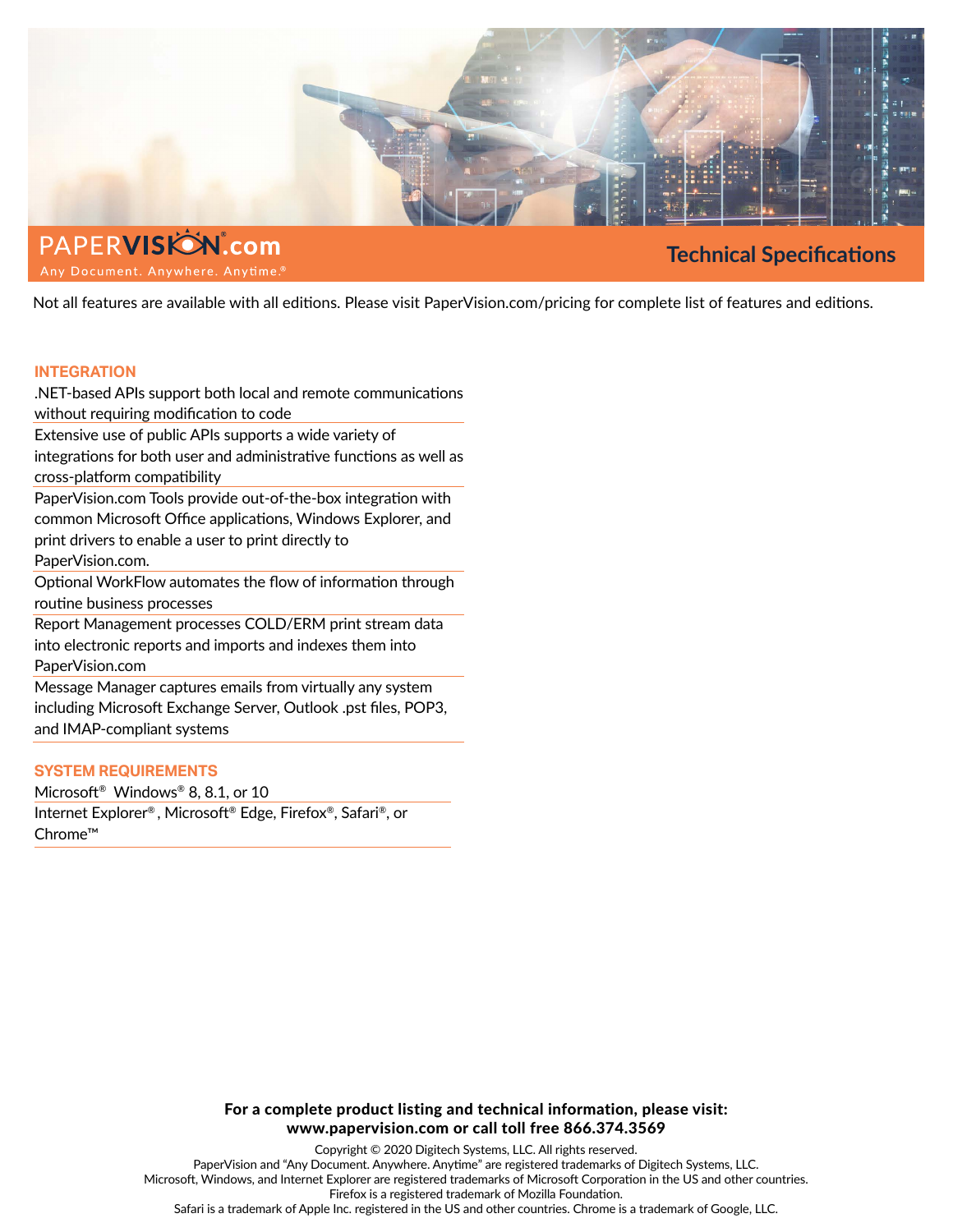PAPERVISION®.com

Any Document. Anywhere. Anytime.®

# Technical Specifications

Not all features are available with all editions. Please visit PaperVision.com/pricing for complete list of features and editions.

## INTEGRATION

.NET-based APIs support both local and remote communications without requiring modification to code

Extensive use of public APIs supports a wide variety of integrations for both user and administrative functions as well as cross-platform compatibility

PaperVision.com Tools provide out-of-the-box integration with common Microsoft Office applications, Windows Explorer, and print drivers to enable a user to print directly to PaperVision.com.

Optional WorkFlow automates the flow of information through routine business processes

Report Management processes COLD/ERM print stream data into electronic reports and imports and indexes them into PaperVision.com

Message Manager captures emails from virtually any system including Microsoft Exchange Server, Outlook .pst files, POP3, and IMAP-compliant systems

## SYSTEM REQUIREMENTS

Microsoft® Windows® 8, 8.1, or 10

Internet Explorer®, Microsoft® Edge, Firefox®, Safari®, or Chrome™

**For a complete product listing and technical information, please visit: www.papervision.com or call toll free 866.374.3569**

Copyright © 2020 Digitech Systems, LLC. All rights reserved.
PaperVision and "Any Document. Anywhere. Anytime" are registered trademarks of Digitech Systems, LLC.
Microsoft, Windows, and Internet Explorer are registered trademarks of Microsoft Corporation in the US and other countries.
Firefox is a registered trademark of Mozilla Foundation.
Safari is a trademark of Apple Inc. registered in the US and other countries. Chrome is a trademark of Google, LLC.